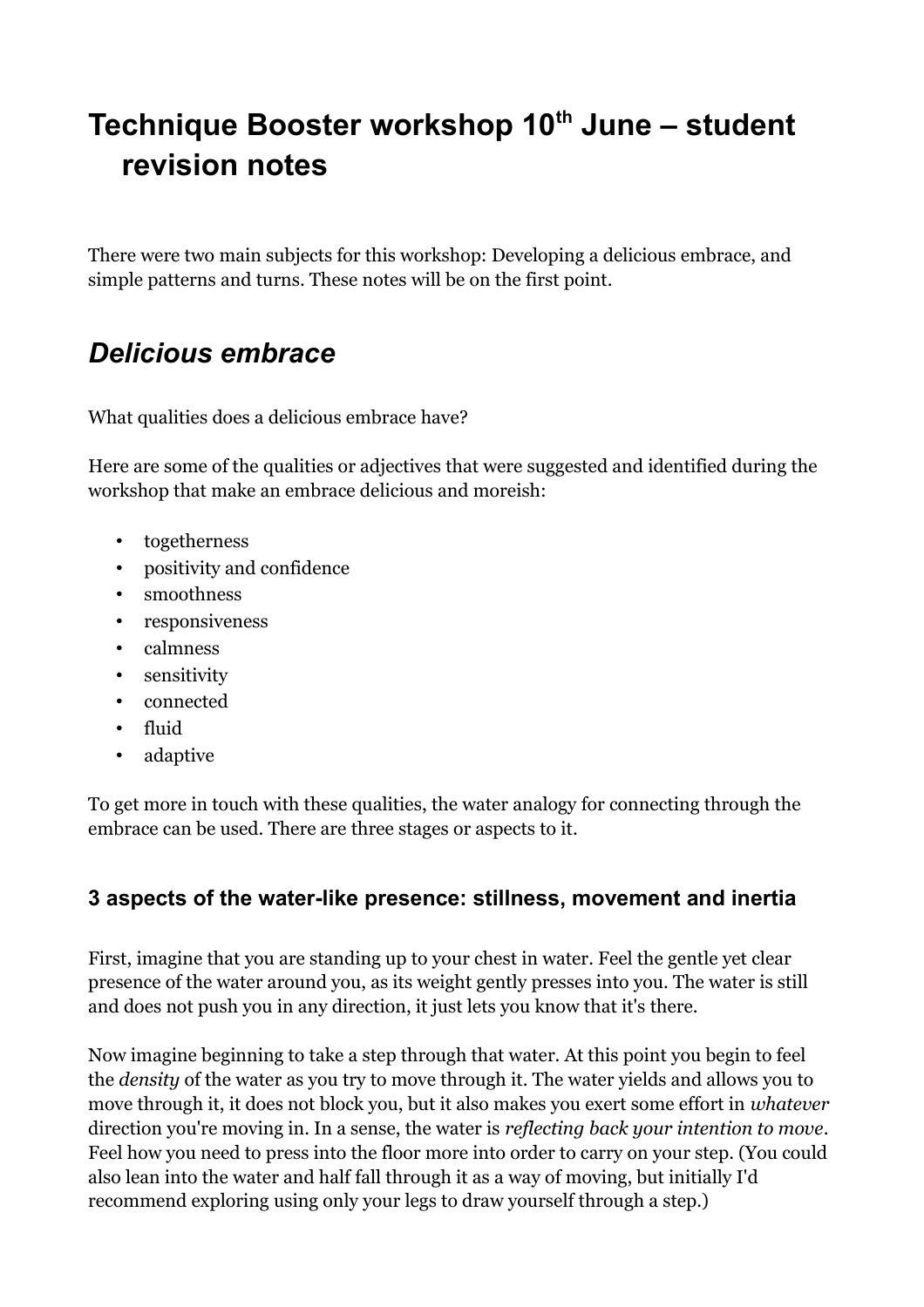# Technique Booster workshop 10th June – student revision notes

There were two main subjects for this workshop: Developing a delicious embrace, and simple patterns and turns. These notes will be on the first point.

## *Delicious embrace*

What qualities does a delicious embrace have?

Here are some of the qualities or adjectives that were suggested and identified during the workshop that make an embrace delicious and moreish:

- togetherness
- positivity and confidence
- smoothness
- responsiveness
- calmness
- sensitivity
- connected
- fluid
- adaptive

To get more in touch with these qualities, the water analogy for connecting through the embrace can be used. There are three stages or aspects to it.

### 3 aspects of the water-like presence: stillness, movement and inertia

First, imagine that you are standing up to your chest in water. Feel the gentle yet clear presence of the water around you, as its weight gently presses into you. The water is still and does not push you in any direction, it just lets you know that it's there.

Now imagine beginning to take a step through that water. At this point you begin to feel the *density* of the water as you try to move through it. The water yields and allows you to move through it, it does not block you, but it also makes you exert some effort in *whatever* direction you're moving in. In a sense, the water is *reflecting back your intention to move*. Feel how you need to press into the floor more into order to carry on your step. (You could also lean into the water and half fall through it as a way of moving, but initially I'd recommend exploring using only your legs to draw yourself through a step.)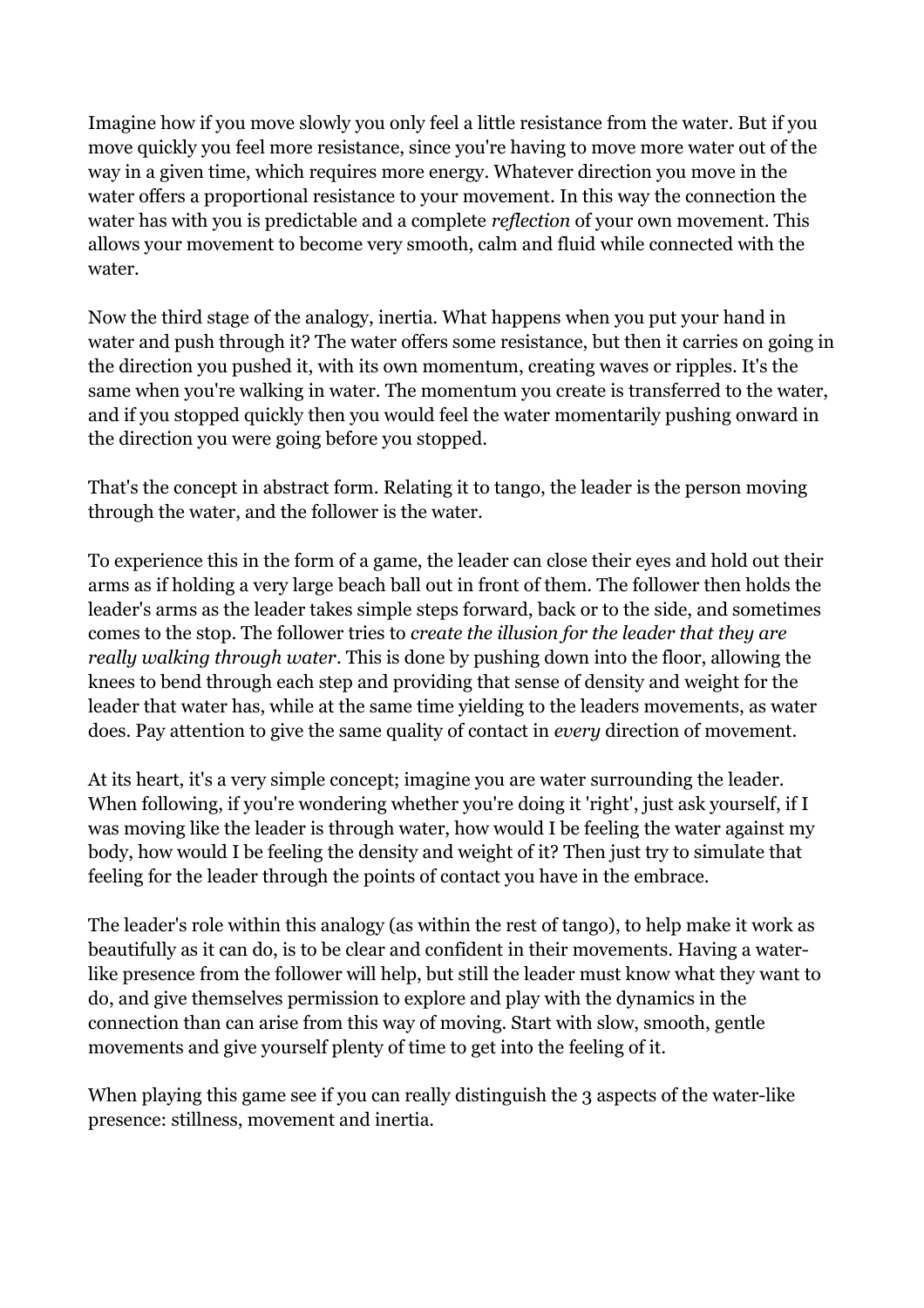Imagine how if you move slowly you only feel a little resistance from the water. But if you move quickly you feel more resistance, since you're having to move more water out of the way in a given time, which requires more energy. Whatever direction you move in the water offers a proportional resistance to your movement. In this way the connection the water has with you is predictable and a complete *reflection* of your own movement. This allows your movement to become very smooth, calm and fluid while connected with the water.

Now the third stage of the analogy, inertia. What happens when you put your hand in water and push through it? The water offers some resistance, but then it carries on going in the direction you pushed it, with its own momentum, creating waves or ripples. It's the same when you're walking in water. The momentum you create is transferred to the water, and if you stopped quickly then you would feel the water momentarily pushing onward in the direction you were going before you stopped.

That's the concept in abstract form. Relating it to tango, the leader is the person moving through the water, and the follower is the water.

To experience this in the form of a game, the leader can close their eyes and hold out their arms as if holding a very large beach ball out in front of them. The follower then holds the leader's arms as the leader takes simple steps forward, back or to the side, and sometimes comes to the stop. The follower tries to *create the illusion for the leader that they are really walking through water*. This is done by pushing down into the floor, allowing the knees to bend through each step and providing that sense of density and weight for the leader that water has, while at the same time yielding to the leaders movements, as water does. Pay attention to give the same quality of contact in *every* direction of movement.

At its heart, it's a very simple concept; imagine you are water surrounding the leader. When following, if you're wondering whether you're doing it 'right', just ask yourself, if I was moving like the leader is through water, how would I be feeling the water against my body, how would I be feeling the density and weight of it? Then just try to simulate that feeling for the leader through the points of contact you have in the embrace.

The leader's role within this analogy (as within the rest of tango), to help make it work as beautifully as it can do, is to be clear and confident in their movements. Having a water-like presence from the follower will help, but still the leader must know what they want to do, and give themselves permission to explore and play with the dynamics in the connection than can arise from this way of moving. Start with slow, smooth, gentle movements and give yourself plenty of time to get into the feeling of it.

When playing this game see if you can really distinguish the 3 aspects of the water-like presence: stillness, movement and inertia.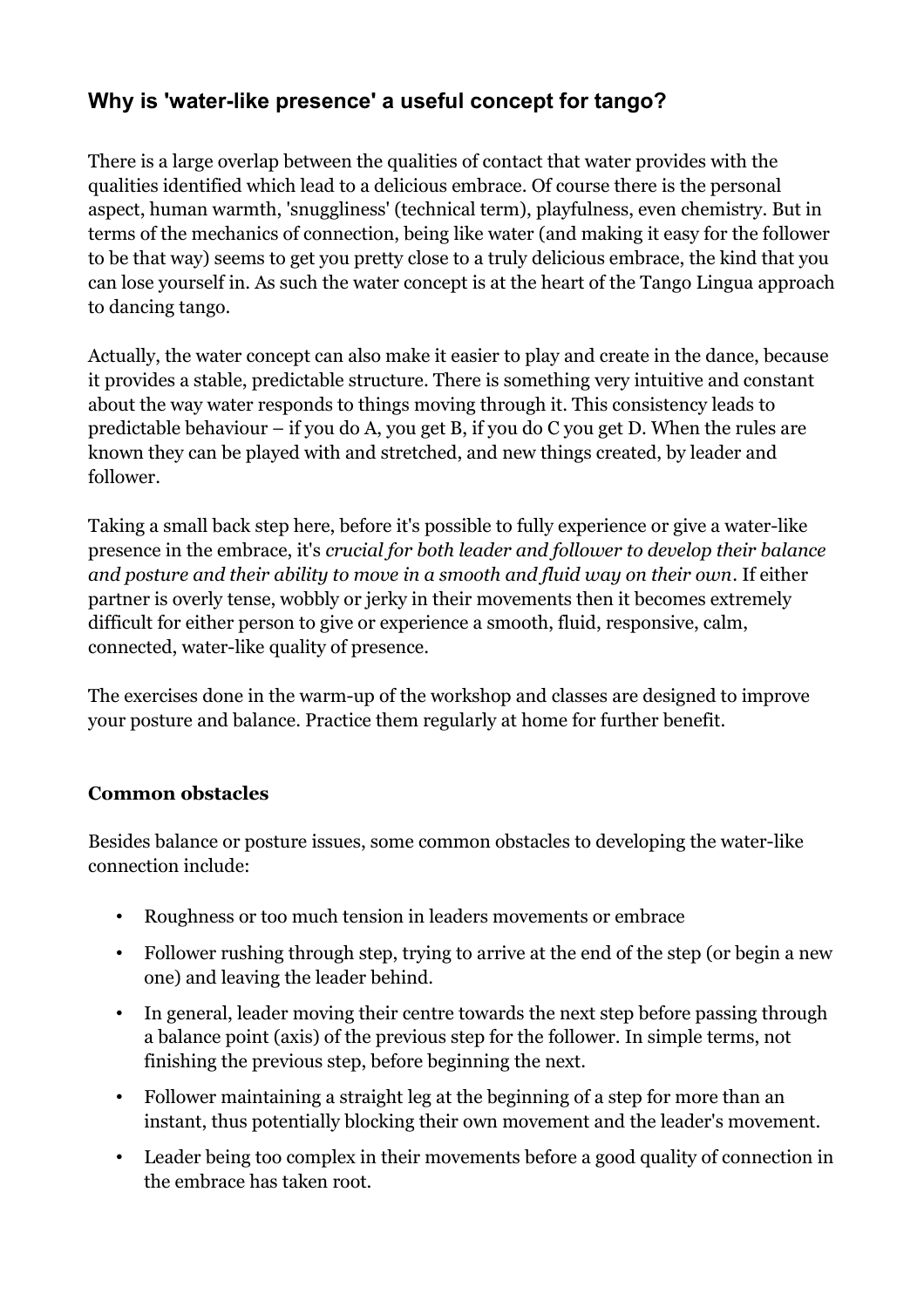## Why is 'water-like presence' a useful concept for tango?

There is a large overlap between the qualities of contact that water provides with the qualities identified which lead to a delicious embrace. Of course there is the personal aspect, human warmth, 'snuggliness' (technical term), playfulness, even chemistry. But in terms of the mechanics of connection, being like water (and making it easy for the follower to be that way) seems to get you pretty close to a truly delicious embrace, the kind that you can lose yourself in. As such the water concept is at the heart of the Tango Lingua approach to dancing tango.

Actually, the water concept can also make it easier to play and create in the dance, because it provides a stable, predictable structure. There is something very intuitive and constant about the way water responds to things moving through it. This consistency leads to predictable behaviour – if you do A, you get B, if you do C you get D. When the rules are known they can be played with and stretched, and new things created, by leader and follower.

Taking a small back step here, before it's possible to fully experience or give a water-like presence in the embrace, it's *crucial for both leader and follower to develop their balance and posture and their ability to move in a smooth and fluid way on their own*. If either partner is overly tense, wobbly or jerky in their movements then it becomes extremely difficult for either person to give or experience a smooth, fluid, responsive, calm, connected, water-like quality of presence.

The exercises done in the warm-up of the workshop and classes are designed to improve your posture and balance. Practice them regularly at home for further benefit.

### Common obstacles

Besides balance or posture issues, some common obstacles to developing the water-like connection include:

- Roughness or too much tension in leaders movements or embrace
- Follower rushing through step, trying to arrive at the end of the step (or begin a new one) and leaving the leader behind.
- In general, leader moving their centre towards the next step before passing through a balance point (axis) of the previous step for the follower. In simple terms, not finishing the previous step, before beginning the next.
- Follower maintaining a straight leg at the beginning of a step for more than an instant, thus potentially blocking their own movement and the leader's movement.
- Leader being too complex in their movements before a good quality of connection in the embrace has taken root.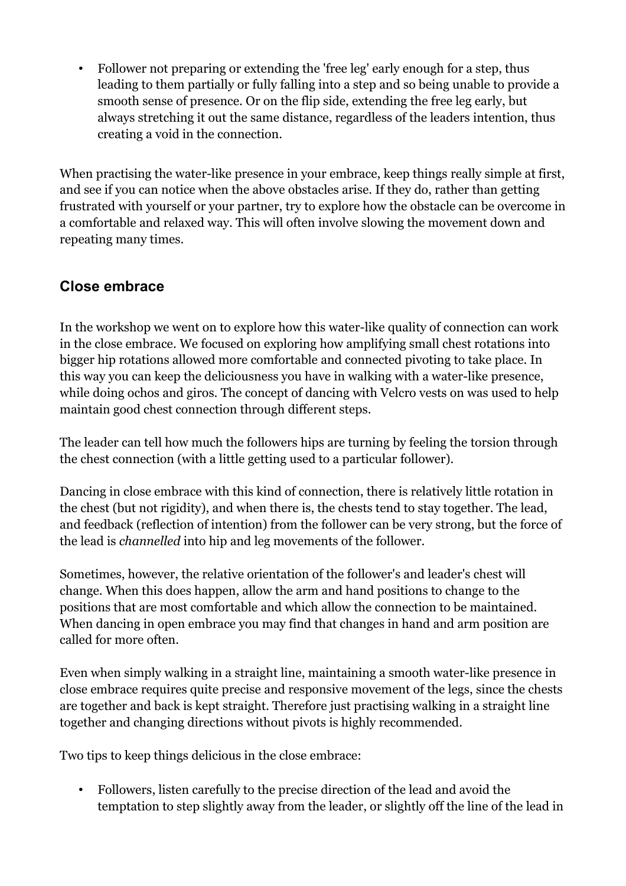- Follower not preparing or extending the 'free leg' early enough for a step, thus leading to them partially or fully falling into a step and so being unable to provide a smooth sense of presence. Or on the flip side, extending the free leg early, but always stretching it out the same distance, regardless of the leaders intention, thus creating a void in the connection.

When practising the water-like presence in your embrace, keep things really simple at first, and see if you can notice when the above obstacles arise. If they do, rather than getting frustrated with yourself or your partner, try to explore how the obstacle can be overcome in a comfortable and relaxed way. This will often involve slowing the movement down and repeating many times.

## Close embrace

In the workshop we went on to explore how this water-like quality of connection can work in the close embrace. We focused on exploring how amplifying small chest rotations into bigger hip rotations allowed more comfortable and connected pivoting to take place. In this way you can keep the deliciousness you have in walking with a water-like presence, while doing ochos and giros. The concept of dancing with Velcro vests on was used to help maintain good chest connection through different steps.

The leader can tell how much the followers hips are turning by feeling the torsion through the chest connection (with a little getting used to a particular follower).

Dancing in close embrace with this kind of connection, there is relatively little rotation in the chest (but not rigidity), and when there is, the chests tend to stay together. The lead, and feedback (reflection of intention) from the follower can be very strong, but the force of the lead is *channelled* into hip and leg movements of the follower.

Sometimes, however, the relative orientation of the follower's and leader's chest will change. When this does happen, allow the arm and hand positions to change to the positions that are most comfortable and which allow the connection to be maintained. When dancing in open embrace you may find that changes in hand and arm position are called for more often.

Even when simply walking in a straight line, maintaining a smooth water-like presence in close embrace requires quite precise and responsive movement of the legs, since the chests are together and back is kept straight. Therefore just practising walking in a straight line together and changing directions without pivots is highly recommended.

Two tips to keep things delicious in the close embrace:

- Followers, listen carefully to the precise direction of the lead and avoid the temptation to step slightly away from the leader, or slightly off the line of the lead in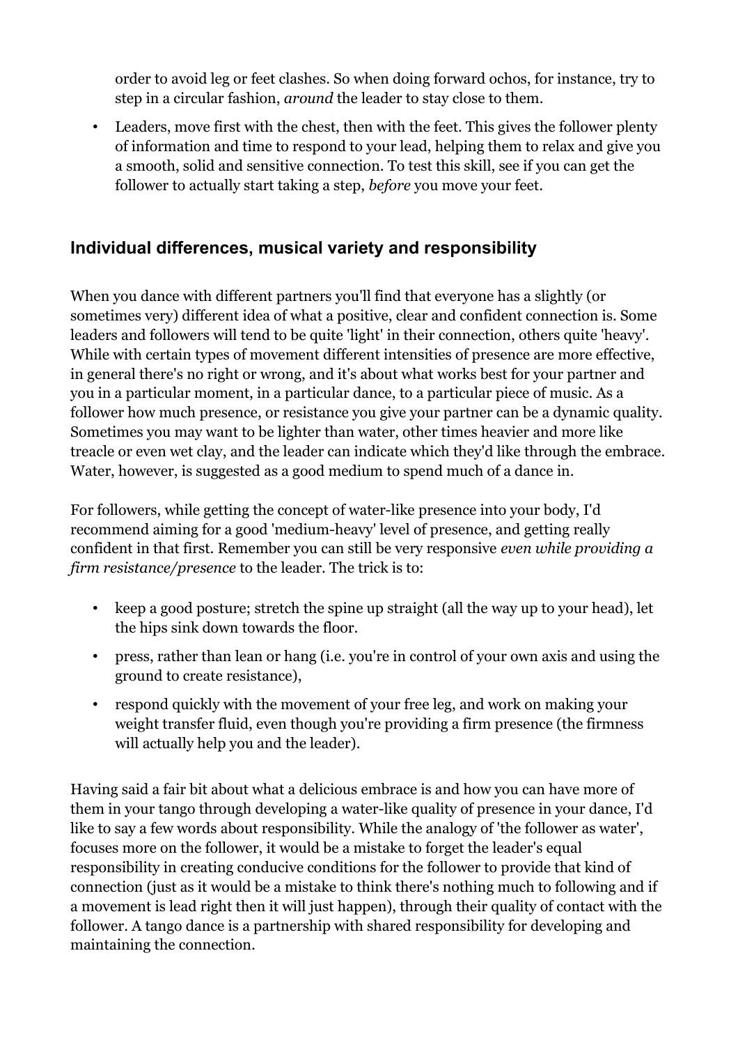order to avoid leg or feet clashes. So when doing forward ochos, for instance, try to step in a circular fashion, *around* the leader to stay close to them.

- Leaders, move first with the chest, then with the feet. This gives the follower plenty of information and time to respond to your lead, helping them to relax and give you a smooth, solid and sensitive connection. To test this skill, see if you can get the follower to actually start taking a step, *before* you move your feet.

## Individual differences, musical variety and responsibility

When you dance with different partners you'll find that everyone has a slightly (or sometimes very) different idea of what a positive, clear and confident connection is. Some leaders and followers will tend to be quite 'light' in their connection, others quite 'heavy'. While with certain types of movement different intensities of presence are more effective, in general there's no right or wrong, and it's about what works best for your partner and you in a particular moment, in a particular dance, to a particular piece of music. As a follower how much presence, or resistance you give your partner can be a dynamic quality. Sometimes you may want to be lighter than water, other times heavier and more like treacle or even wet clay, and the leader can indicate which they'd like through the embrace. Water, however, is suggested as a good medium to spend much of a dance in.

For followers, while getting the concept of water-like presence into your body, I'd recommend aiming for a good 'medium-heavy' level of presence, and getting really confident in that first. Remember you can still be very responsive *even while providing a firm resistance/presence* to the leader. The trick is to:

- keep a good posture; stretch the spine up straight (all the way up to your head), let the hips sink down towards the floor.
- press, rather than lean or hang (i.e. you're in control of your own axis and using the ground to create resistance),
- respond quickly with the movement of your free leg, and work on making your weight transfer fluid, even though you're providing a firm presence (the firmness will actually help you and the leader).

Having said a fair bit about what a delicious embrace is and how you can have more of them in your tango through developing a water-like quality of presence in your dance, I'd like to say a few words about responsibility. While the analogy of 'the follower as water', focuses more on the follower, it would be a mistake to forget the leader's equal responsibility in creating conducive conditions for the follower to provide that kind of connection (just as it would be a mistake to think there's nothing much to following and if a movement is lead right then it will just happen), through their quality of contact with the follower. A tango dance is a partnership with shared responsibility for developing and maintaining the connection.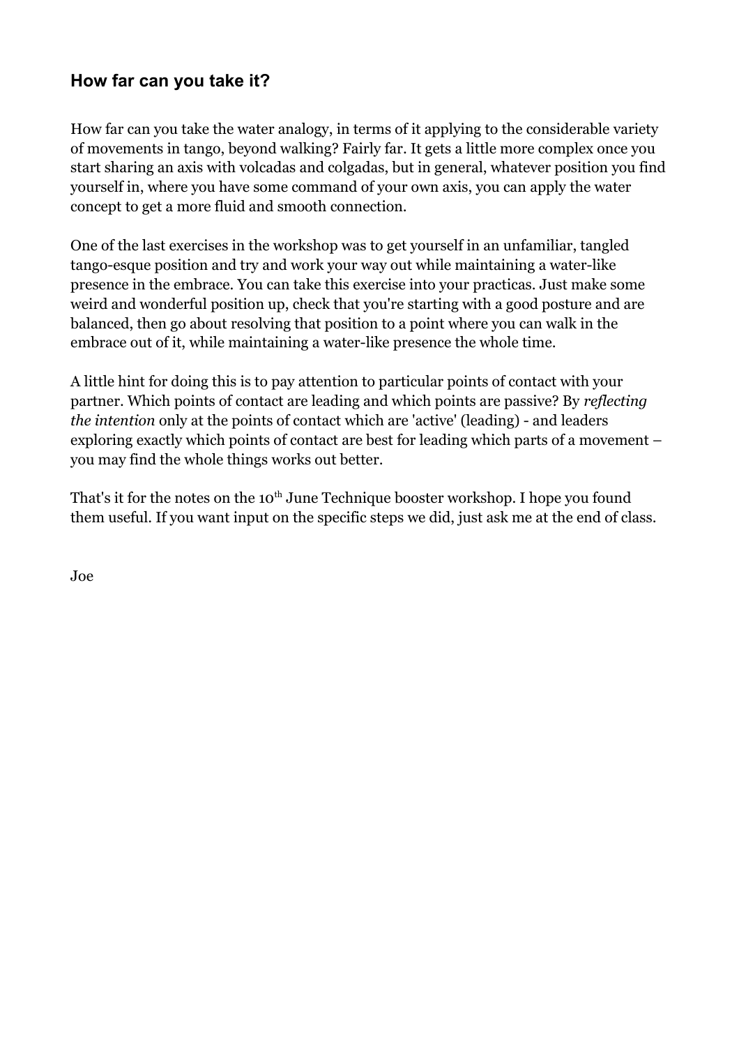## How far can you take it?

How far can you take the water analogy, in terms of it applying to the considerable variety of movements in tango, beyond walking? Fairly far. It gets a little more complex once you start sharing an axis with volcadas and colgadas, but in general, whatever position you find yourself in, where you have some command of your own axis, you can apply the water concept to get a more fluid and smooth connection.

One of the last exercises in the workshop was to get yourself in an unfamiliar, tangled tango-esque position and try and work your way out while maintaining a water-like presence in the embrace. You can take this exercise into your practicas. Just make some weird and wonderful position up, check that you're starting with a good posture and are balanced, then go about resolving that position to a point where you can walk in the embrace out of it, while maintaining a water-like presence the whole time.

A little hint for doing this is to pay attention to particular points of contact with your partner. Which points of contact are leading and which points are passive? By *reflecting the intention* only at the points of contact which are 'active' (leading) - and leaders exploring exactly which points of contact are best for leading which parts of a movement – you may find the whole things works out better.

That's it for the notes on the 10th June Technique booster workshop. I hope you found them useful. If you want input on the specific steps we did, just ask me at the end of class.

Joe